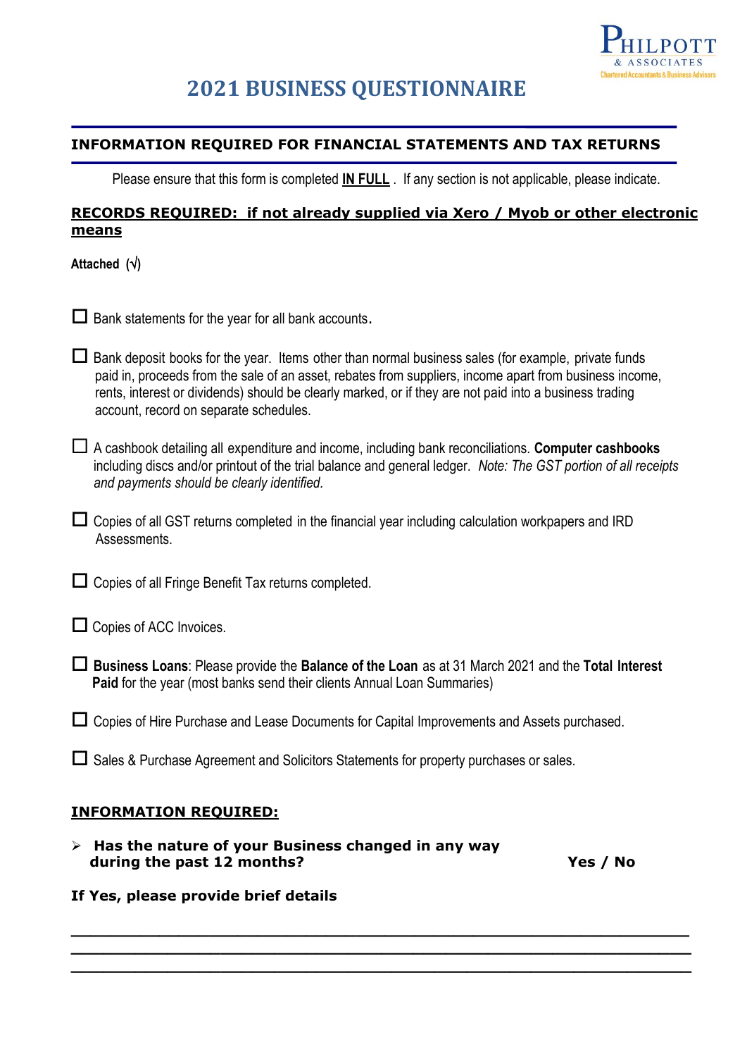PHILPOTT & ASSOCIATES
Chartered Accountants & Business Advisors

# 2021 BUSINESS QUESTIONNAIRE

## INFORMATION REQUIRED FOR FINANCIAL STATEMENTS AND TAX RETURNS

Please ensure that this form is completed **IN FULL**. If any section is not applicable, please indicate.

### RECORDS REQUIRED: if not already supplied via Xero / Myob or other electronic means

**Attached (√)**

- ☐ Bank statements for the year for all bank accounts.
- ☐ Bank deposit books for the year. Items other than normal business sales (for example, private funds paid in, proceeds from the sale of an asset, rebates from suppliers, income apart from business income, rents, interest or dividends) should be clearly marked, or if they are not paid into a business trading account, record on separate schedules.
- ☐ A cashbook detailing all expenditure and income, including bank reconciliations. **Computer cashbooks** including discs and/or printout of the trial balance and general ledger. *Note: The GST portion of all receipts and payments should be clearly identified.*
- ☐ Copies of all GST returns completed in the financial year including calculation workpapers and IRD Assessments.
- ☐ Copies of all Fringe Benefit Tax returns completed.
- ☐ Copies of ACC Invoices.
- ☐ **Business Loans**: Please provide the **Balance of the Loan** as at 31 March 2021 and the **Total Interest Paid** for the year (most banks send their clients Annual Loan Summaries)
- ☐ Copies of Hire Purchase and Lease Documents for Capital Improvements and Assets purchased.
- ☐ Sales & Purchase Agreement and Solicitors Statements for property purchases or sales.

### INFORMATION REQUIRED:

- **Has the nature of your Business changed in any way during the past 12 months?** **Yes / No**

**If Yes, please provide brief details**

\_\_\_\_\_\_\_\_\_\_\_\_\_\_\_\_\_\_\_\_\_\_\_\_\_\_\_\_\_\_\_\_\_\_\_\_\_\_\_\_\_\_\_\_\_\_\_\_\_\_\_\_\_\_\_\_\_\_

\_\_\_\_\_\_\_\_\_\_\_\_\_\_\_\_\_\_\_\_\_\_\_\_\_\_\_\_\_\_\_\_\_\_\_\_\_\_\_\_\_\_\_\_\_\_\_\_\_\_\_\_\_\_\_\_\_\_

\_\_\_\_\_\_\_\_\_\_\_\_\_\_\_\_\_\_\_\_\_\_\_\_\_\_\_\_\_\_\_\_\_\_\_\_\_\_\_\_\_\_\_\_\_\_\_\_\_\_\_\_\_\_\_\_\_\_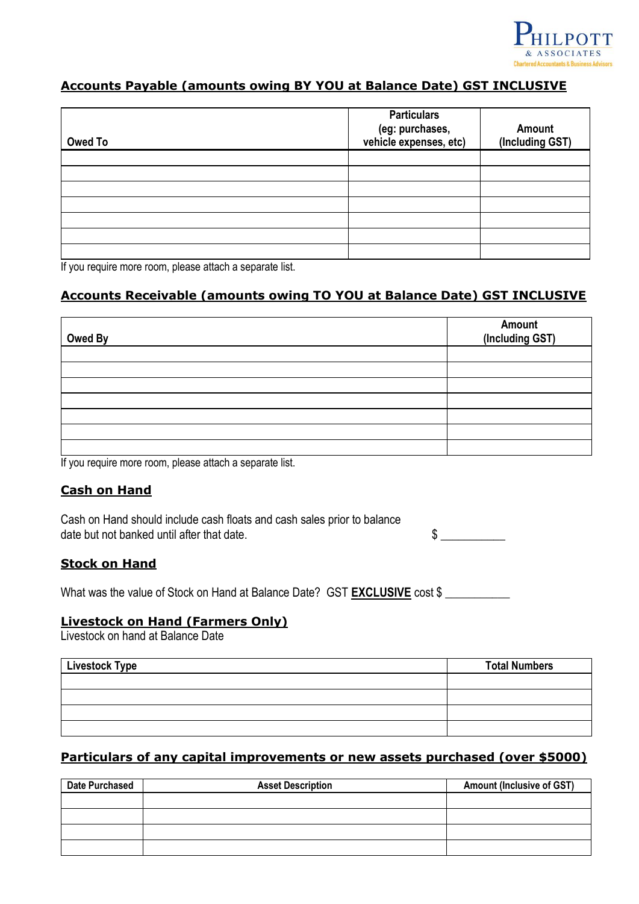## Accounts Payable (amounts owing BY YOU at Balance Date) GST INCLUSIVE

| Owed To | Particulars (eg: purchases, vehicle expenses, etc) | Amount (Including GST) |
|---|---|---|
| | | |
| | | |
| | | |
| | | |
| | | |
| | | |
| | | |

If you require more room, please attach a separate list.

## Accounts Receivable (amounts owing TO YOU at Balance Date) GST INCLUSIVE

| Owed By | Amount (Including GST) |
|---|---|
| | |
| | |
| | |
| | |
| | |
| | |
| | |

If you require more room, please attach a separate list.

## Cash on Hand

Cash on Hand should include cash floats and cash sales prior to balance date but not banked until after that date. $ ___________

## Stock on Hand

What was the value of Stock on Hand at Balance Date? GST **EXCLUSIVE** cost $ ___________

## Livestock on Hand (Farmers Only)

Livestock on hand at Balance Date

| Livestock Type | Total Numbers |
|---|---|
| | |
| | |
| | |
| | |

## Particulars of any capital improvements or new assets purchased (over $5000)

| Date Purchased | Asset Description | Amount (Inclusive of GST) |
|---|---|---|
| | | |
| | | |
| | | |
| | | |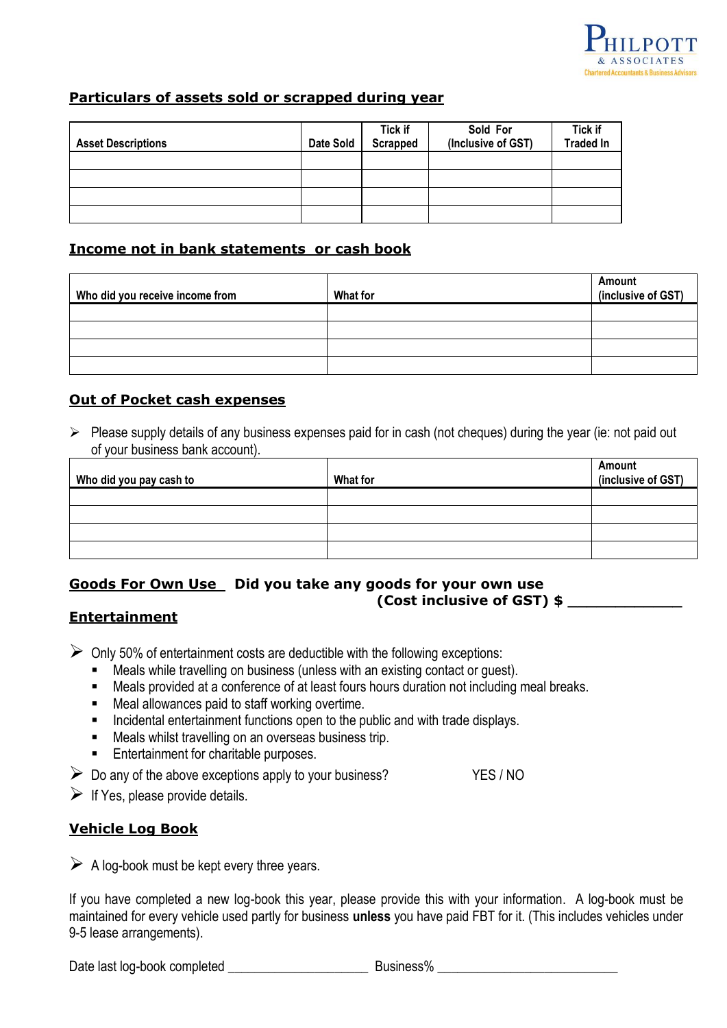Philpott & Associates
Chartered Accountants & Business Advisors

## Particulars of assets sold or scrapped during year

| Asset Descriptions | Date Sold | Tick if Scrapped | Sold For (Inclusive of GST) | Tick if Traded In |
|---|---|---|---|---|
| | | | | |
| | | | | |
| | | | | |
| | | | | |

## Income not in bank statements or cash book

| Who did you receive income from | What for | Amount (inclusive of GST) |
|---|---|---|
| | | |
| | | |
| | | |
| | | |

## Out of Pocket cash expenses

- Please supply details of any business expenses paid for in cash (not cheques) during the year (ie: not paid out of your business bank account).

| Who did you pay cash to | What for | Amount (inclusive of GST) |
|---|---|---|
| | | |
| | | |
| | | |
| | | |

## Goods For Own Use

**Did you take any goods for your own use (Cost inclusive of GST) $ ____________**

## Entertainment

- Only 50% of entertainment costs are deductible with the following exceptions:
  - Meals while travelling on business (unless with an existing contact or guest).
  - Meals provided at a conference of at least fours hours duration not including meal breaks.
  - Meal allowances paid to staff working overtime.
  - Incidental entertainment functions open to the public and with trade displays.
  - Meals whilst travelling on an overseas business trip.
  - Entertainment for charitable purposes.
- Do any of the above exceptions apply to your business? YES / NO
- If Yes, please provide details.

## Vehicle Log Book

- A log-book must be kept every three years.

If you have completed a new log-book this year, please provide this with your information. A log-book must be maintained for every vehicle used partly for business **unless** you have paid FBT for it. (This includes vehicles under 9-5 lease arrangements).

Date last log-book completed ____________________ Business% __________________________